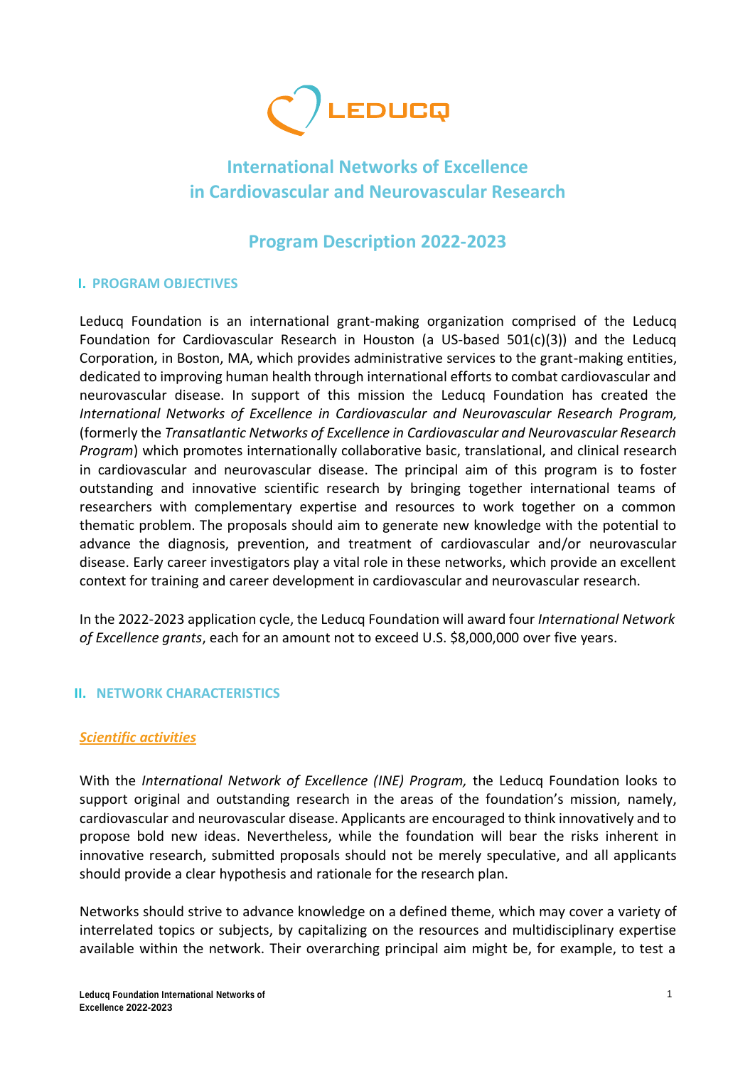LEDUCQ

# International Networks of Excellence in Cardiovascular and Neurovascular Research

# Program Description 2022-2023

## I. PROGRAM OBJECTIVES

Leducq Foundation is an international grant-making organization comprised of the Leducq Foundation for Cardiovascular Research in Houston (a US-based 501(c)(3)) and the Leducq Corporation, in Boston, MA, which provides administrative services to the grant-making entities, dedicated to improving human health through international efforts to combat cardiovascular and neurovascular disease. In support of this mission the Leducq Foundation has created the *International Networks of Excellence in Cardiovascular and Neurovascular Research Program,* (formerly the *Transatlantic Networks of Excellence in Cardiovascular and Neurovascular Research Program*) which promotes internationally collaborative basic, translational, and clinical research in cardiovascular and neurovascular disease. The principal aim of this program is to foster outstanding and innovative scientific research by bringing together international teams of researchers with complementary expertise and resources to work together on a common thematic problem. The proposals should aim to generate new knowledge with the potential to advance the diagnosis, prevention, and treatment of cardiovascular and/or neurovascular disease. Early career investigators play a vital role in these networks, which provide an excellent context for training and career development in cardiovascular and neurovascular research.

In the 2022-2023 application cycle, the Leducq Foundation will award four *International Network of Excellence grants*, each for an amount not to exceed U.S. $8,000,000 over five years.

## II. NETWORK CHARACTERISTICS

### *Scientific activities*

With the *International Network of Excellence (INE) Program,* the Leducq Foundation looks to support original and outstanding research in the areas of the foundation's mission, namely, cardiovascular and neurovascular disease. Applicants are encouraged to think innovatively and to propose bold new ideas. Nevertheless, while the foundation will bear the risks inherent in innovative research, submitted proposals should not be merely speculative, and all applicants should provide a clear hypothesis and rationale for the research plan.

Networks should strive to advance knowledge on a defined theme, which may cover a variety of interrelated topics or subjects, by capitalizing on the resources and multidisciplinary expertise available within the network. Their overarching principal aim might be, for example, to test a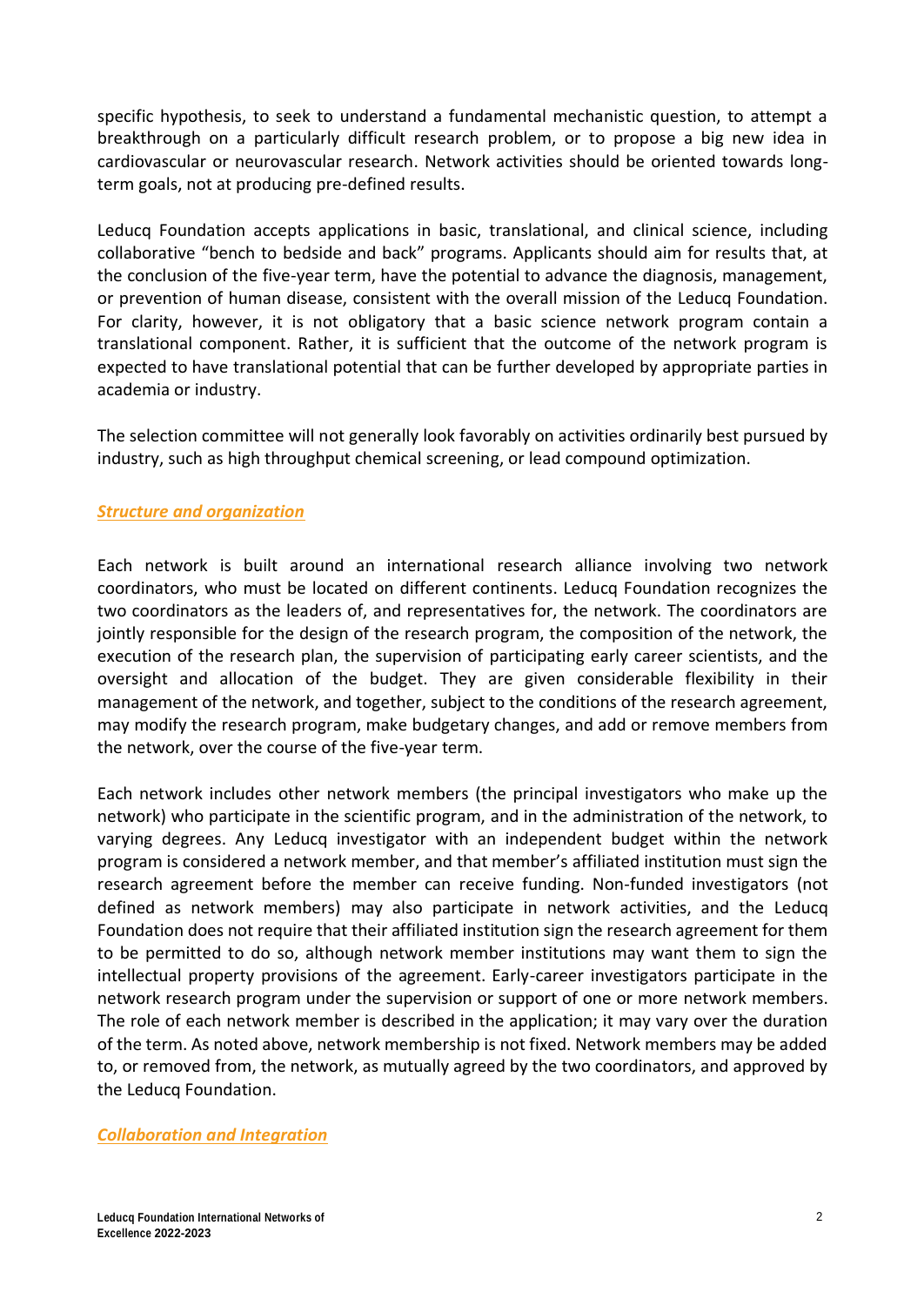specific hypothesis, to seek to understand a fundamental mechanistic question, to attempt a breakthrough on a particularly difficult research problem, or to propose a big new idea in cardiovascular or neurovascular research. Network activities should be oriented towards long-term goals, not at producing pre-defined results.

Leducq Foundation accepts applications in basic, translational, and clinical science, including collaborative "bench to bedside and back" programs. Applicants should aim for results that, at the conclusion of the five-year term, have the potential to advance the diagnosis, management, or prevention of human disease, consistent with the overall mission of the Leducq Foundation. For clarity, however, it is not obligatory that a basic science network program contain a translational component. Rather, it is sufficient that the outcome of the network program is expected to have translational potential that can be further developed by appropriate parties in academia or industry.

The selection committee will not generally look favorably on activities ordinarily best pursued by industry, such as high throughput chemical screening, or lead compound optimization.

### *Structure and organization*

Each network is built around an international research alliance involving two network coordinators, who must be located on different continents. Leducq Foundation recognizes the two coordinators as the leaders of, and representatives for, the network. The coordinators are jointly responsible for the design of the research program, the composition of the network, the execution of the research plan, the supervision of participating early career scientists, and the oversight and allocation of the budget. They are given considerable flexibility in their management of the network, and together, subject to the conditions of the research agreement, may modify the research program, make budgetary changes, and add or remove members from the network, over the course of the five-year term.

Each network includes other network members (the principal investigators who make up the network) who participate in the scientific program, and in the administration of the network, to varying degrees. Any Leducq investigator with an independent budget within the network program is considered a network member, and that member's affiliated institution must sign the research agreement before the member can receive funding. Non-funded investigators (not defined as network members) may also participate in network activities, and the Leducq Foundation does not require that their affiliated institution sign the research agreement for them to be permitted to do so, although network member institutions may want them to sign the intellectual property provisions of the agreement. Early-career investigators participate in the network research program under the supervision or support of one or more network members. The role of each network member is described in the application; it may vary over the duration of the term. As noted above, network membership is not fixed. Network members may be added to, or removed from, the network, as mutually agreed by the two coordinators, and approved by the Leducq Foundation.

### *Collaboration and Integration*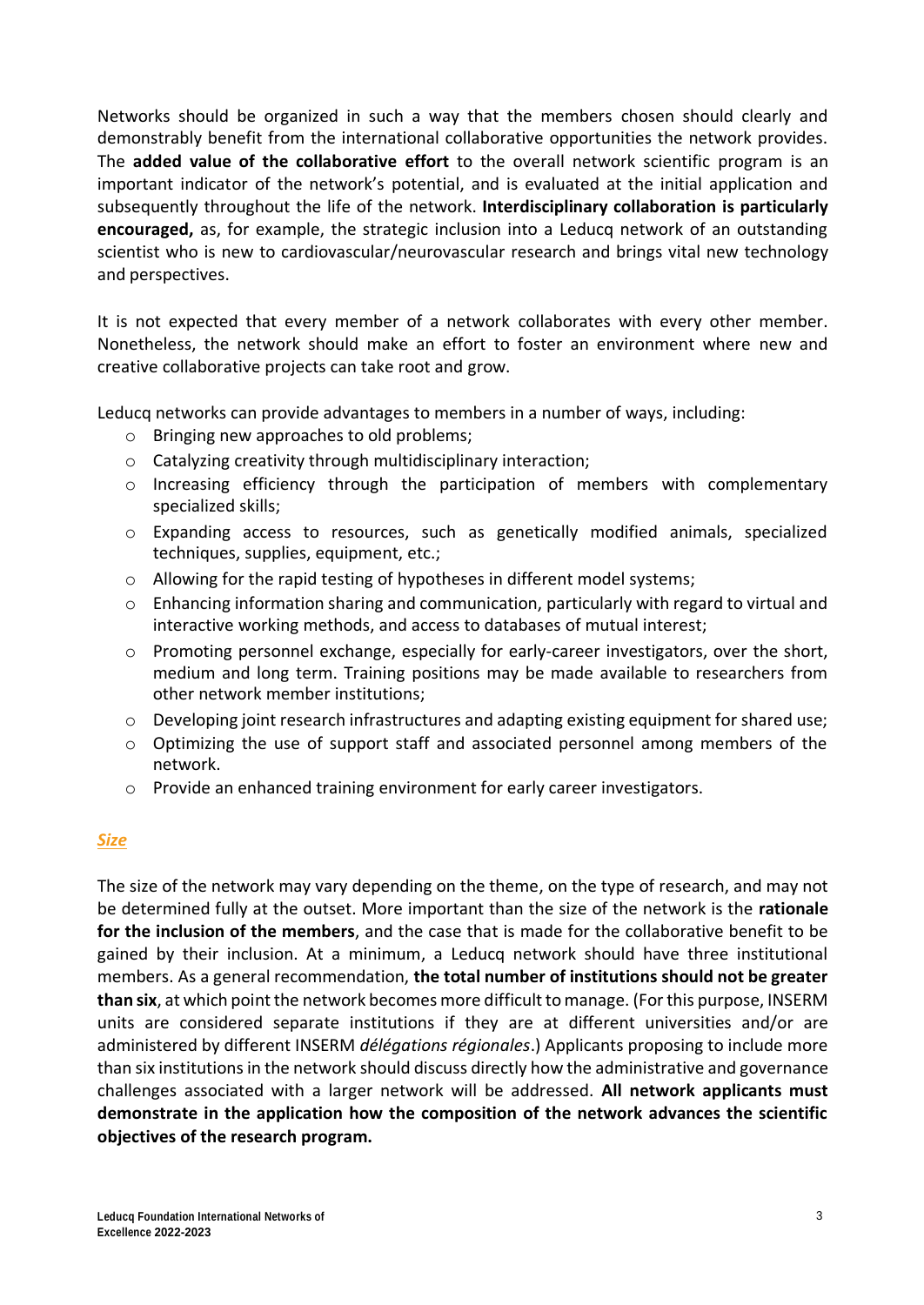Networks should be organized in such a way that the members chosen should clearly and demonstrably benefit from the international collaborative opportunities the network provides. The **added value of the collaborative effort** to the overall network scientific program is an important indicator of the network's potential, and is evaluated at the initial application and subsequently throughout the life of the network. **Interdisciplinary collaboration is particularly encouraged,** as, for example, the strategic inclusion into a Leducq network of an outstanding scientist who is new to cardiovascular/neurovascular research and brings vital new technology and perspectives.

It is not expected that every member of a network collaborates with every other member. Nonetheless, the network should make an effort to foster an environment where new and creative collaborative projects can take root and grow.

Leducq networks can provide advantages to members in a number of ways, including:

- Bringing new approaches to old problems;
- Catalyzing creativity through multidisciplinary interaction;
- Increasing efficiency through the participation of members with complementary specialized skills;
- Expanding access to resources, such as genetically modified animals, specialized techniques, supplies, equipment, etc.;
- Allowing for the rapid testing of hypotheses in different model systems;
- Enhancing information sharing and communication, particularly with regard to virtual and interactive working methods, and access to databases of mutual interest;
- Promoting personnel exchange, especially for early-career investigators, over the short, medium and long term. Training positions may be made available to researchers from other network member institutions;
- Developing joint research infrastructures and adapting existing equipment for shared use;
- Optimizing the use of support staff and associated personnel among members of the network.
- Provide an enhanced training environment for early career investigators.

## ***Size***

The size of the network may vary depending on the theme, on the type of research, and may not be determined fully at the outset. More important than the size of the network is the **rationale for the inclusion of the members**, and the case that is made for the collaborative benefit to be gained by their inclusion. At a minimum, a Leducq network should have three institutional members. As a general recommendation, **the total number of institutions should not be greater than six**, at which point the network becomes more difficult to manage. (For this purpose, INSERM units are considered separate institutions if they are at different universities and/or are administered by different INSERM *délégations régionales*.) Applicants proposing to include more than six institutions in the network should discuss directly how the administrative and governance challenges associated with a larger network will be addressed. **All network applicants must demonstrate in the application how the composition of the network advances the scientific objectives of the research program.**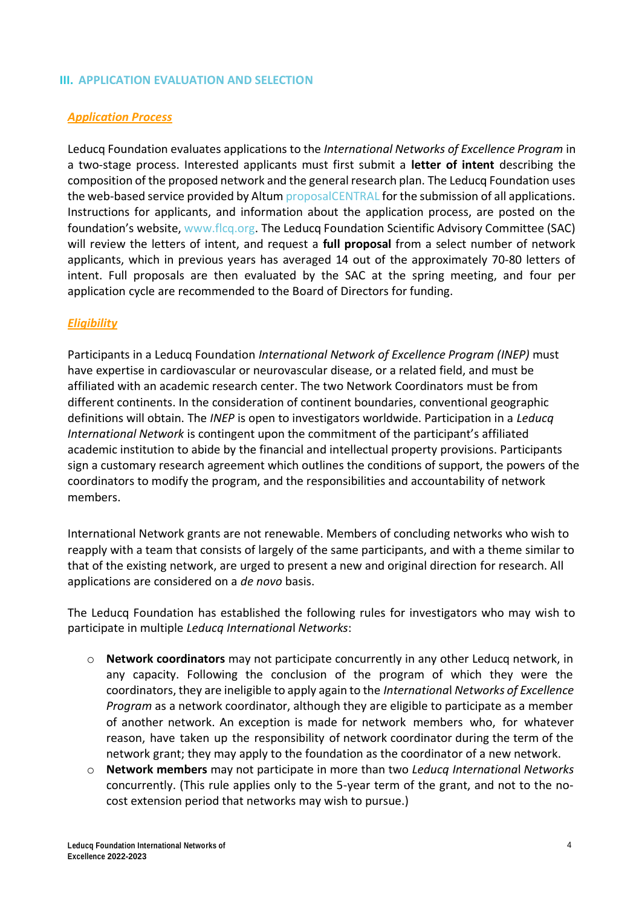## III. APPLICATION EVALUATION AND SELECTION

### *Application Process*

Leducq Foundation evaluates applications to the *International Networks of Excellence Program* in a two-stage process. Interested applicants must first submit a **letter of intent** describing the composition of the proposed network and the general research plan. The Leducq Foundation uses the web-based service provided by Altum proposalCENTRAL for the submission of all applications. Instructions for applicants, and information about the application process, are posted on the foundation's website, www.flcq.org. The Leducq Foundation Scientific Advisory Committee (SAC) will review the letters of intent, and request a **full proposal** from a select number of network applicants, which in previous years has averaged 14 out of the approximately 70-80 letters of intent. Full proposals are then evaluated by the SAC at the spring meeting, and four per application cycle are recommended to the Board of Directors for funding.

### *Eligibility*

Participants in a Leducq Foundation *International Network of Excellence Program (INEP)* must have expertise in cardiovascular or neurovascular disease, or a related field, and must be affiliated with an academic research center. The two Network Coordinators must be from different continents. In the consideration of continent boundaries, conventional geographic definitions will obtain. The *INEP* is open to investigators worldwide. Participation in a *Leducq International Network* is contingent upon the commitment of the participant's affiliated academic institution to abide by the financial and intellectual property provisions. Participants sign a customary research agreement which outlines the conditions of support, the powers of the coordinators to modify the program, and the responsibilities and accountability of network members.

International Network grants are not renewable. Members of concluding networks who wish to reapply with a team that consists of largely of the same participants, and with a theme similar to that of the existing network, are urged to present a new and original direction for research. All applications are considered on a *de novo* basis.

The Leducq Foundation has established the following rules for investigators who may wish to participate in multiple *Leducq International Networks*:

- **Network coordinators** may not participate concurrently in any other Leducq network, in any capacity. Following the conclusion of the program of which they were the coordinators, they are ineligible to apply again to the *International Networks of Excellence Program* as a network coordinator, although they are eligible to participate as a member of another network. An exception is made for network members who, for whatever reason, have taken up the responsibility of network coordinator during the term of the network grant; they may apply to the foundation as the coordinator of a new network.
- **Network members** may not participate in more than two *Leducq International Networks* concurrently. (This rule applies only to the 5-year term of the grant, and not to the no-cost extension period that networks may wish to pursue.)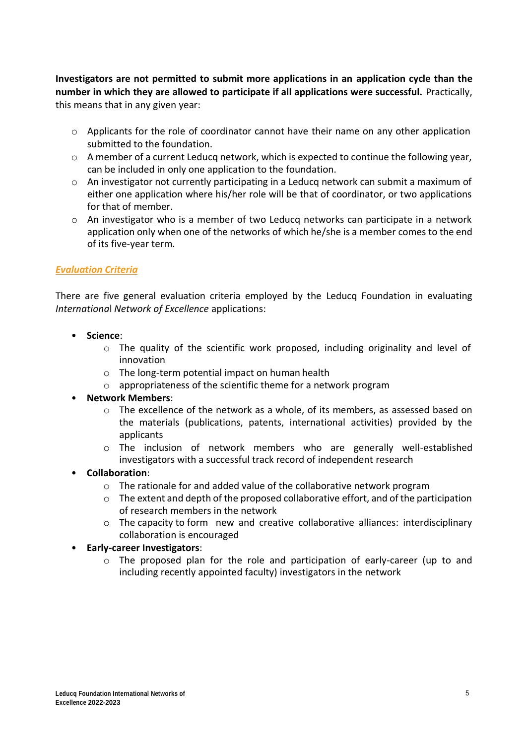**Investigators are not permitted to submit more applications in an application cycle than the number in which they are allowed to participate if all applications were successful.** Practically, this means that in any given year:

- Applicants for the role of coordinator cannot have their name on any other application submitted to the foundation.
- A member of a current Leducq network, which is expected to continue the following year, can be included in only one application to the foundation.
- An investigator not currently participating in a Leducq network can submit a maximum of either one application where his/her role will be that of coordinator, or two applications for that of member.
- An investigator who is a member of two Leducq networks can participate in a network application only when one of the networks of which he/she is a member comes to the end of its five-year term.

### *Evaluation Criteria*

There are five general evaluation criteria employed by the Leducq Foundation in evaluating *International Network of Excellence* applications:

- **Science**:
  - The quality of the scientific work proposed, including originality and level of innovation
  - The long-term potential impact on human health
  - appropriateness of the scientific theme for a network program
- **Network Members**:
  - The excellence of the network as a whole, of its members, as assessed based on the materials (publications, patents, international activities) provided by the applicants
  - The inclusion of network members who are generally well-established investigators with a successful track record of independent research
- **Collaboration**:
  - The rationale for and added value of the collaborative network program
  - The extent and depth of the proposed collaborative effort, and of the participation of research members in the network
  - The capacity to form new and creative collaborative alliances: interdisciplinary collaboration is encouraged
- **Early-career Investigators**:
  - The proposed plan for the role and participation of early-career (up to and including recently appointed faculty) investigators in the network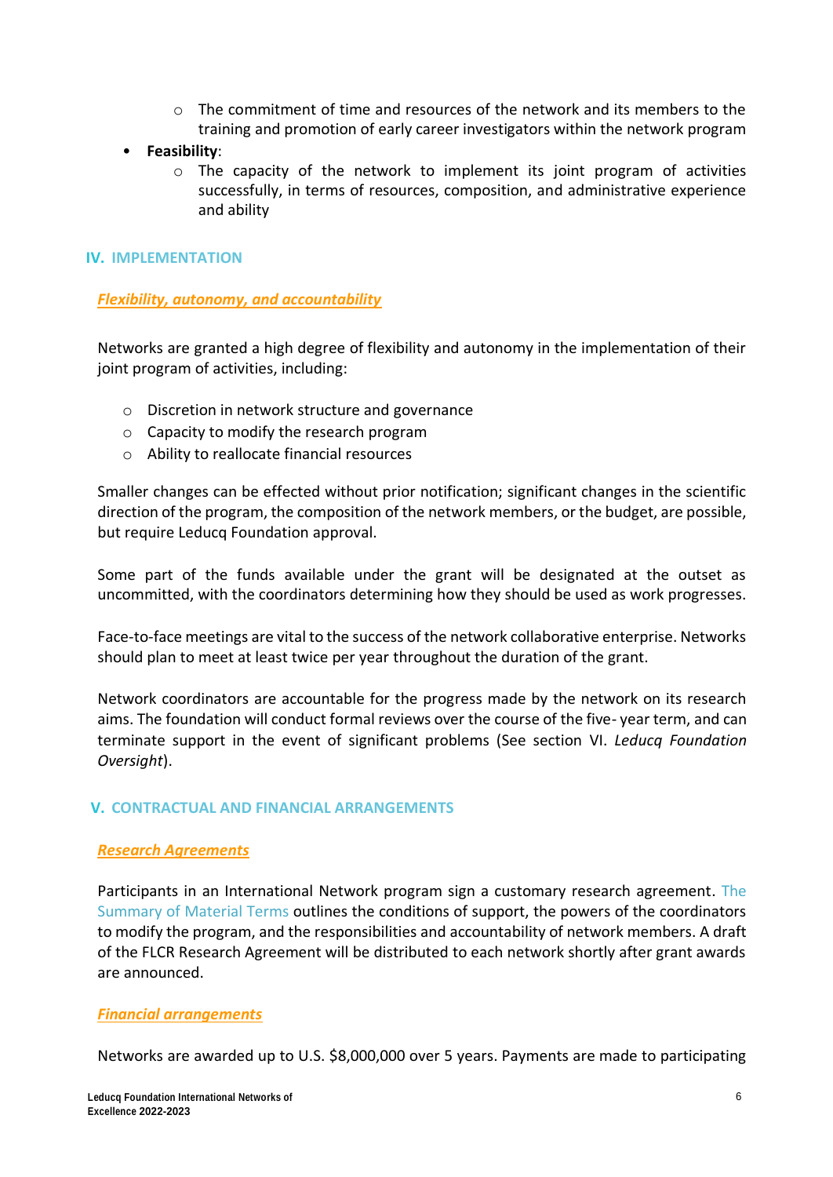- The commitment of time and resources of the network and its members to the training and promotion of early career investigators within the network program
- **Feasibility**:
    - The capacity of the network to implement its joint program of activities successfully, in terms of resources, composition, and administrative experience and ability

## IV. IMPLEMENTATION

***Flexibility, autonomy, and accountability***

Networks are granted a high degree of flexibility and autonomy in the implementation of their joint program of activities, including:

- Discretion in network structure and governance
- Capacity to modify the research program
- Ability to reallocate financial resources

Smaller changes can be effected without prior notification; significant changes in the scientific direction of the program, the composition of the network members, or the budget, are possible, but require Leducq Foundation approval.

Some part of the funds available under the grant will be designated at the outset as uncommitted, with the coordinators determining how they should be used as work progresses.

Face-to-face meetings are vital to the success of the network collaborative enterprise. Networks should plan to meet at least twice per year throughout the duration of the grant.

Network coordinators are accountable for the progress made by the network on its research aims. The foundation will conduct formal reviews over the course of the five- year term, and can terminate support in the event of significant problems (See section VI. *Leducq Foundation Oversight*).

## V. CONTRACTUAL AND FINANCIAL ARRANGEMENTS

***Research Agreements***

Participants in an International Network program sign a customary research agreement. The Summary of Material Terms outlines the conditions of support, the powers of the coordinators to modify the program, and the responsibilities and accountability of network members. A draft of the FLCR Research Agreement will be distributed to each network shortly after grant awards are announced.

***Financial arrangements***

Networks are awarded up to U.S. $8,000,000 over 5 years. Payments are made to participating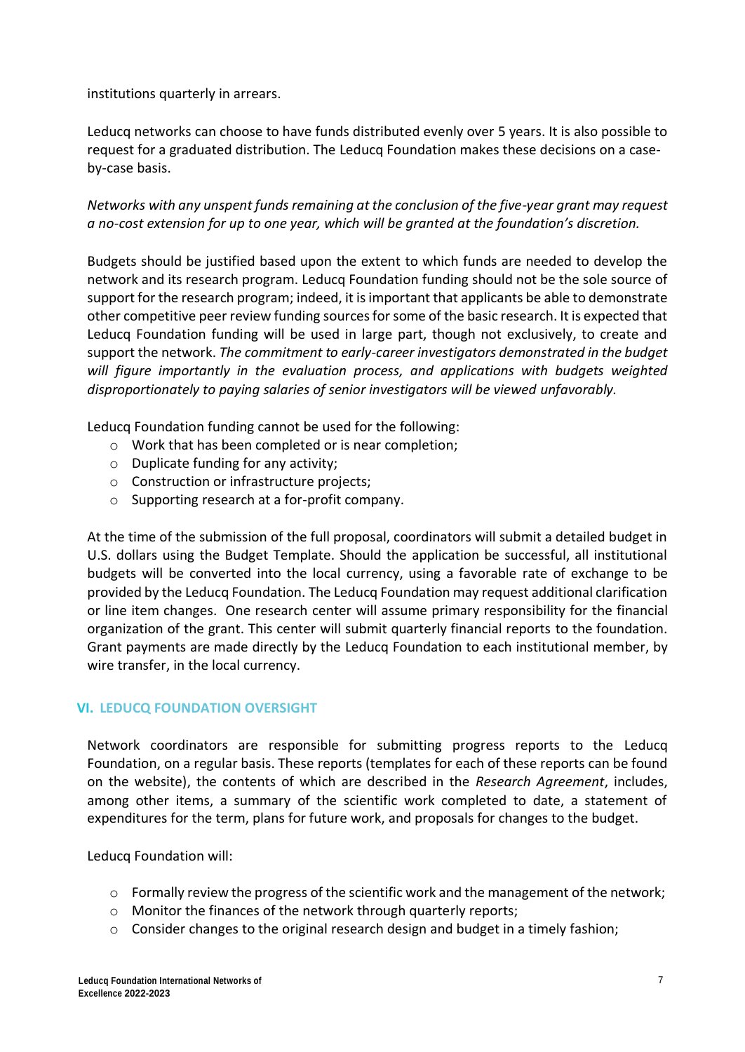institutions quarterly in arrears.

Leducq networks can choose to have funds distributed evenly over 5 years. It is also possible to request for a graduated distribution. The Leducq Foundation makes these decisions on a case-by-case basis.

*Networks with any unspent funds remaining at the conclusion of the five-year grant may request a no-cost extension for up to one year, which will be granted at the foundation's discretion.*

Budgets should be justified based upon the extent to which funds are needed to develop the network and its research program. Leducq Foundation funding should not be the sole source of support for the research program; indeed, it is important that applicants be able to demonstrate other competitive peer review funding sources for some of the basic research. It is expected that Leducq Foundation funding will be used in large part, though not exclusively, to create and support the network. *The commitment to early-career investigators demonstrated in the budget will figure importantly in the evaluation process, and applications with budgets weighted disproportionately to paying salaries of senior investigators will be viewed unfavorably.*

Leducq Foundation funding cannot be used for the following:

- Work that has been completed or is near completion;
- Duplicate funding for any activity;
- Construction or infrastructure projects;
- Supporting research at a for-profit company.

At the time of the submission of the full proposal, coordinators will submit a detailed budget in U.S. dollars using the Budget Template. Should the application be successful, all institutional budgets will be converted into the local currency, using a favorable rate of exchange to be provided by the Leducq Foundation. The Leducq Foundation may request additional clarification or line item changes. One research center will assume primary responsibility for the financial organization of the grant. This center will submit quarterly financial reports to the foundation. Grant payments are made directly by the Leducq Foundation to each institutional member, by wire transfer, in the local currency.

## VI. LEDUCQ FOUNDATION OVERSIGHT

Network coordinators are responsible for submitting progress reports to the Leducq Foundation, on a regular basis. These reports (templates for each of these reports can be found on the website), the contents of which are described in the *Research Agreement*, includes, among other items, a summary of the scientific work completed to date, a statement of expenditures for the term, plans for future work, and proposals for changes to the budget.

Leducq Foundation will:

- Formally review the progress of the scientific work and the management of the network;
- Monitor the finances of the network through quarterly reports;
- Consider changes to the original research design and budget in a timely fashion;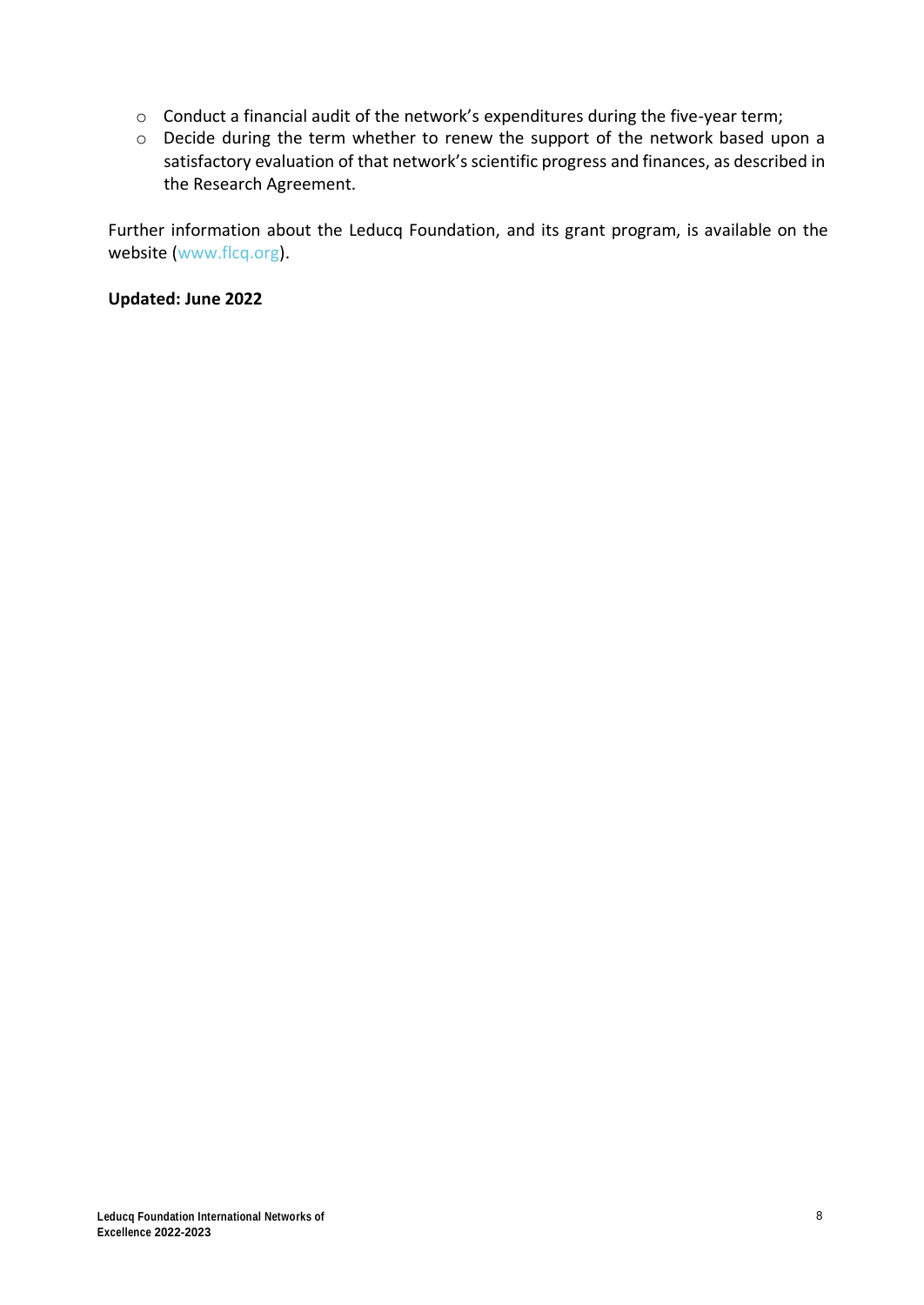- Conduct a financial audit of the network's expenditures during the five-year term;
- Decide during the term whether to renew the support of the network based upon a satisfactory evaluation of that network's scientific progress and finances, as described in the Research Agreement.

Further information about the Leducq Foundation, and its grant program, is available on the website (www.flcq.org).

**Updated: June 2022**